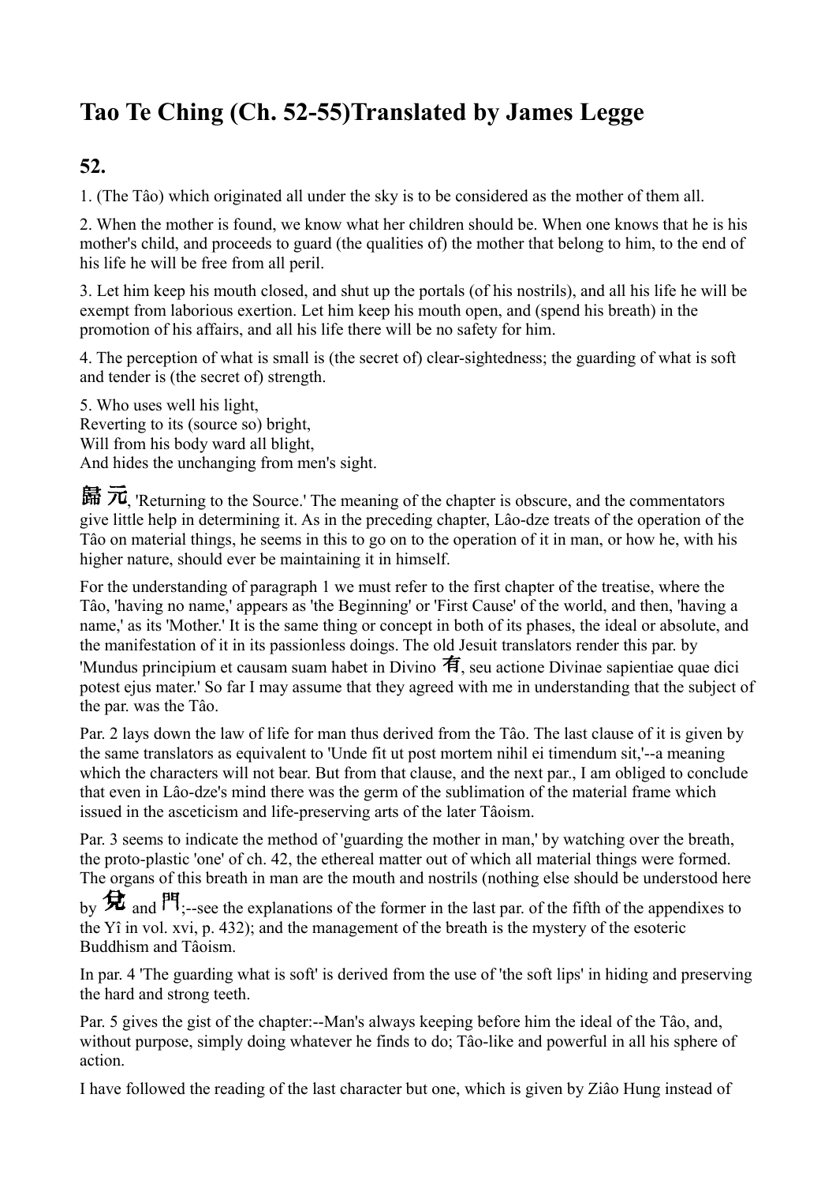# Tao Te Ching (Ch. 52-55)Translated by James Legge

## 52.

1. (The Tâo) which originated all under the sky is to be considered as the mother of them all.

2. When the mother is found, we know what her children should be. When one knows that he is his mother's child, and proceeds to guard (the qualities of) the mother that belong to him, to the end of his life he will be free from all peril.

3. Let him keep his mouth closed, and shut up the portals (of his nostrils), and all his life he will be exempt from laborious exertion. Let him keep his mouth open, and (spend his breath) in the promotion of his affairs, and all his life there will be no safety for him.

4. The perception of what is small is (the secret of) clear-sightedness; the guarding of what is soft and tender is (the secret of) strength.

5. Who uses well his light,
Reverting to its (source so) bright,
Will from his body ward all blight,
And hides the unchanging from men's sight.

歸 元, 'Returning to the Source.' The meaning of the chapter is obscure, and the commentators give little help in determining it. As in the preceding chapter, Lâo-dze treats of the operation of the Tâo on material things, he seems in this to go on to the operation of it in man, or how he, with his higher nature, should ever be maintaining it in himself.

For the understanding of paragraph 1 we must refer to the first chapter of the treatise, where the Tâo, 'having no name,' appears as 'the Beginning' or 'First Cause' of the world, and then, 'having a name,' as its 'Mother.' It is the same thing or concept in both of its phases, the ideal or absolute, and the manifestation of it in its passionless doings. The old Jesuit translators render this par. by 'Mundus principium et causam suam habet in Divino 有, seu actione Divinae sapientiae quae dici potest ejus mater.' So far I may assume that they agreed with me in understanding that the subject of the par. was the Tâo.

Par. 2 lays down the law of life for man thus derived from the Tâo. The last clause of it is given by the same translators as equivalent to 'Unde fit ut post mortem nihil ei timendum sit,'--a meaning which the characters will not bear. But from that clause, and the next par., I am obliged to conclude that even in Lâo-dze's mind there was the germ of the sublimation of the material frame which issued in the asceticism and life-preserving arts of the later Tâoism.

Par. 3 seems to indicate the method of 'guarding the mother in man,' by watching over the breath, the proto-plastic 'one' of ch. 42, the ethereal matter out of which all material things were formed. The organs of this breath in man are the mouth and nostrils (nothing else should be understood here by 兌 and 門;--see the explanations of the former in the last par. of the fifth of the appendixes to the Yî in vol. xvi, p. 432); and the management of the breath is the mystery of the esoteric Buddhism and Tâoism.

In par. 4 'The guarding what is soft' is derived from the use of 'the soft lips' in hiding and preserving the hard and strong teeth.

Par. 5 gives the gist of the chapter:--Man's always keeping before him the ideal of the Tâo, and, without purpose, simply doing whatever he finds to do; Tâo-like and powerful in all his sphere of action.

I have followed the reading of the last character but one, which is given by Ziâo Hung instead of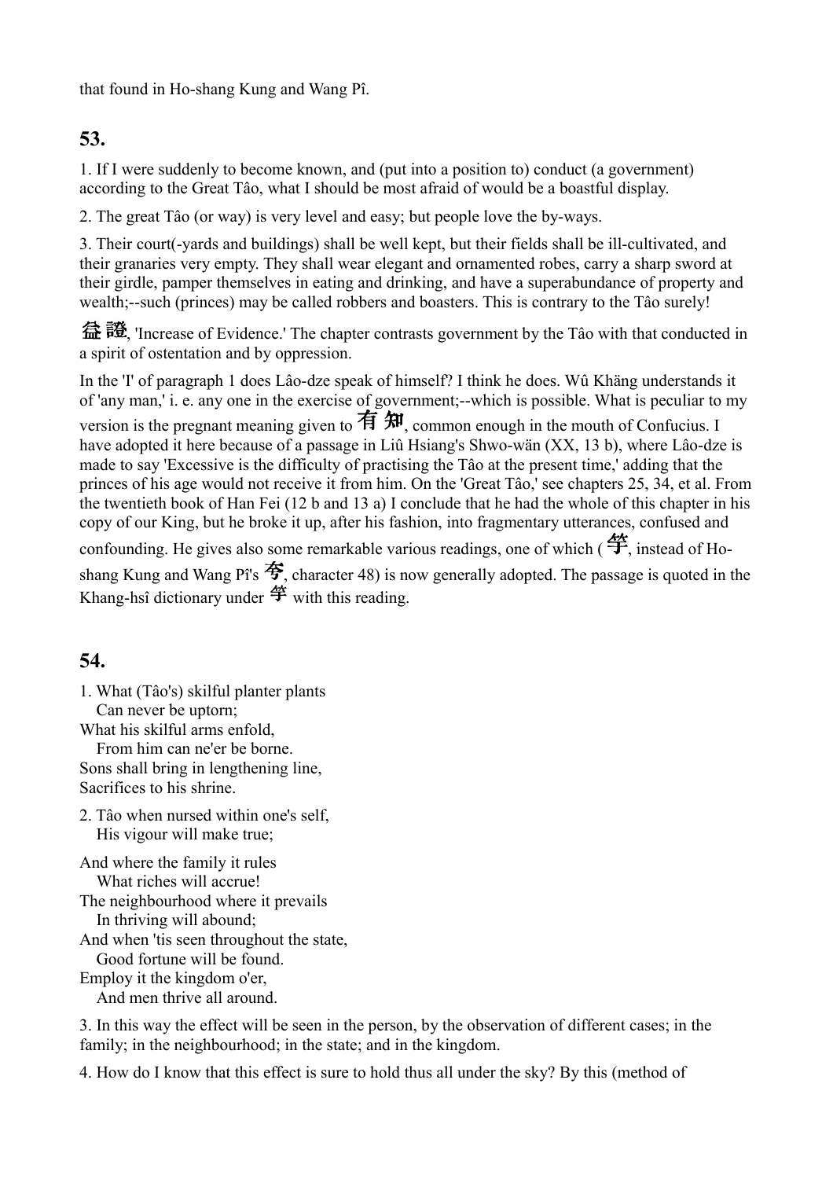that found in Ho-shang Kung and Wang Pî.

## 53.

1. If I were suddenly to become known, and (put into a position to) conduct (a government) according to the Great Tâo, what I should be most afraid of would be a boastful display.

2. The great Tâo (or way) is very level and easy; but people love the by-ways.

3. Their court(-yards and buildings) shall be well kept, but their fields shall be ill-cultivated, and their granaries very empty. They shall wear elegant and ornamented robes, carry a sharp sword at their girdle, pamper themselves in eating and drinking, and have a superabundance of property and wealth;--such (princes) may be called robbers and boasters. This is contrary to the Tâo surely!

益證, 'Increase of Evidence.' The chapter contrasts government by the Tâo with that conducted in a spirit of ostentation and by oppression.

In the 'I' of paragraph 1 does Lâo-dze speak of himself? I think he does. Wû Khäng understands it of 'any man,' i. e. any one in the exercise of government;--which is possible. What is peculiar to my version is the pregnant meaning given to 有 知, common enough in the mouth of Confucius. I have adopted it here because of a passage in Liû Hsiang's Shwo-wän (XX, 13 b), where Lâo-dze is made to say 'Excessive is the difficulty of practising the Tâo at the present time,' adding that the princes of his age would not receive it from him. On the 'Great Tâo,' see chapters 25, 34, et al. From the twentieth book of Han Fei (12 b and 13 a) I conclude that he had the whole of this chapter in his copy of our King, but he broke it up, after his fashion, into fragmentary utterances, confused and confounding. He gives also some remarkable various readings, one of which (竽, instead of Ho-shang Kung and Wang Pî's 夸, character 48) is now generally adopted. The passage is quoted in the Khang-hsî dictionary under 竽 with this reading.

## 54.

1. What (Tâo's) skilful planter plants
   Can never be uptorn;
What his skilful arms enfold,
   From him can ne'er be borne.
Sons shall bring in lengthening line,
Sacrifices to his shrine.

2. Tâo when nursed within one's self,
   His vigour will make true;

And where the family it rules
   What riches will accrue!
The neighbourhood where it prevails
   In thriving will abound;
And when 'tis seen throughout the state,
   Good fortune will be found.
Employ it the kingdom o'er,
   And men thrive all around.

3. In this way the effect will be seen in the person, by the observation of different cases; in the family; in the neighbourhood; in the state; and in the kingdom.

4. How do I know that this effect is sure to hold thus all under the sky? By this (method of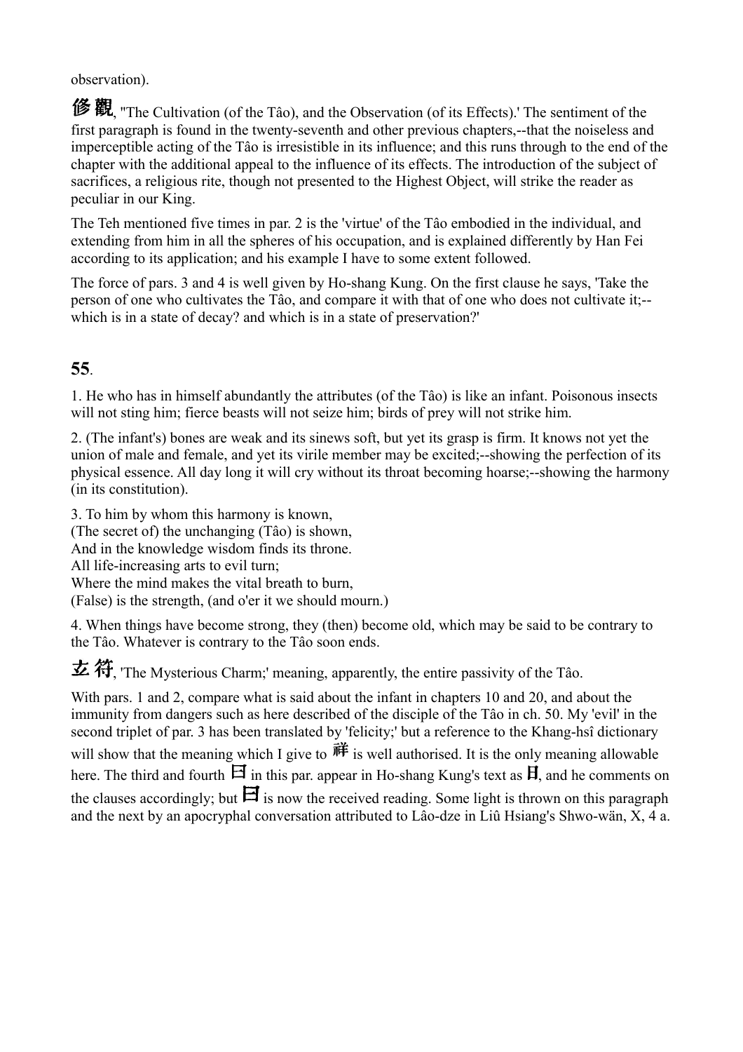observation).

**修 觀**, "The Cultivation (of the Tâo), and the Observation (of its Effects).' The sentiment of the first paragraph is found in the twenty-seventh and other previous chapters,--that the noiseless and imperceptible acting of the Tâo is irresistible in its influence; and this runs through to the end of the chapter with the additional appeal to the influence of its effects. The introduction of the subject of sacrifices, a religious rite, though not presented to the Highest Object, will strike the reader as peculiar in our King.

The Teh mentioned five times in par. 2 is the 'virtue' of the Tâo embodied in the individual, and extending from him in all the spheres of his occupation, and is explained differently by Han Fei according to its application; and his example I have to some extent followed.

The force of pars. 3 and 4 is well given by Ho-shang Kung. On the first clause he says, 'Take the person of one who cultivates the Tâo, and compare it with that of one who does not cultivate it;--which is in a state of decay? and which is in a state of preservation?'

## 55.

1. He who has in himself abundantly the attributes (of the Tâo) is like an infant. Poisonous insects will not sting him; fierce beasts will not seize him; birds of prey will not strike him.

2. (The infant's) bones are weak and its sinews soft, but yet its grasp is firm. It knows not yet the union of male and female, and yet its virile member may be excited;--showing the perfection of its physical essence. All day long it will cry without its throat becoming hoarse;--showing the harmony (in its constitution).

3. To him by whom this harmony is known,  
(The secret of) the unchanging (Tâo) is shown,  
And in the knowledge wisdom finds its throne.  
All life-increasing arts to evil turn;  
Where the mind makes the vital breath to burn,  
(False) is the strength, (and o'er it we should mourn.)

4. When things have become strong, they (then) become old, which may be said to be contrary to the Tâo. Whatever is contrary to the Tâo soon ends.

**玄 符**, 'The Mysterious Charm;' meaning, apparently, the entire passivity of the Tâo.

With pars. 1 and 2, compare what is said about the infant in chapters 10 and 20, and about the immunity from dangers such as here described of the disciple of the Tâo in ch. 50. My 'evil' in the second triplet of par. 3 has been translated by 'felicity;' but a reference to the Khang-hsî dictionary will show that the meaning which I give to 祥 is well authorised. It is the only meaning allowable here. The third and fourth 曰 in this par. appear in Ho-shang Kung's text as 日, and he comments on the clauses accordingly; but 曰 is now the received reading. Some light is thrown on this paragraph and the next by an apocryphal conversation attributed to Lâo-dze in Liû Hsiang's Shwo-wän, X, 4 a.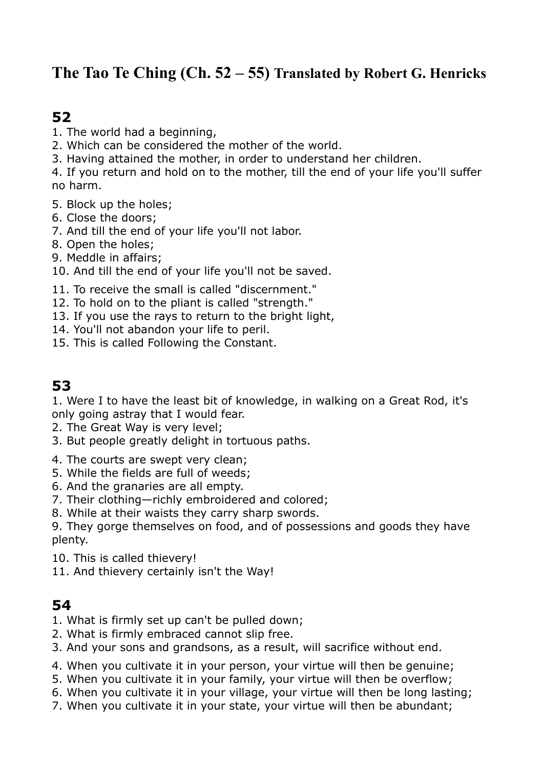# The Tao Te Ching (Ch. 52 – 55) Translated by Robert G. Henricks

## 52

1. The world had a beginning,
2. Which can be considered the mother of the world.
3. Having attained the mother, in order to understand her children.
4. If you return and hold on to the mother, till the end of your life you'll suffer no harm.

5. Block up the holes;
6. Close the doors;
7. And till the end of your life you'll not labor.
8. Open the holes;
9. Meddle in affairs;
10. And till the end of your life you'll not be saved.

11. To receive the small is called "discernment."
12. To hold on to the pliant is called "strength."
13. If you use the rays to return to the bright light,
14. You'll not abandon your life to peril.
15. This is called Following the Constant.

## 53

1. Were I to have the least bit of knowledge, in walking on a Great Rod, it's only going astray that I would fear.
2. The Great Way is very level;
3. But people greatly delight in tortuous paths.

4. The courts are swept very clean;
5. While the fields are full of weeds;
6. And the granaries are all empty.
7. Their clothing—richly embroidered and colored;
8. While at their waists they carry sharp swords.
9. They gorge themselves on food, and of possessions and goods they have plenty.

10. This is called thievery!
11. And thievery certainly isn't the Way!

## 54

1. What is firmly set up can't be pulled down;
2. What is firmly embraced cannot slip free.
3. And your sons and grandsons, as a result, will sacrifice without end.

4. When you cultivate it in your person, your virtue will then be genuine;
5. When you cultivate it in your family, your virtue will then be overflow;
6. When you cultivate it in your village, your virtue will then be long lasting;
7. When you cultivate it in your state, your virtue will then be abundant;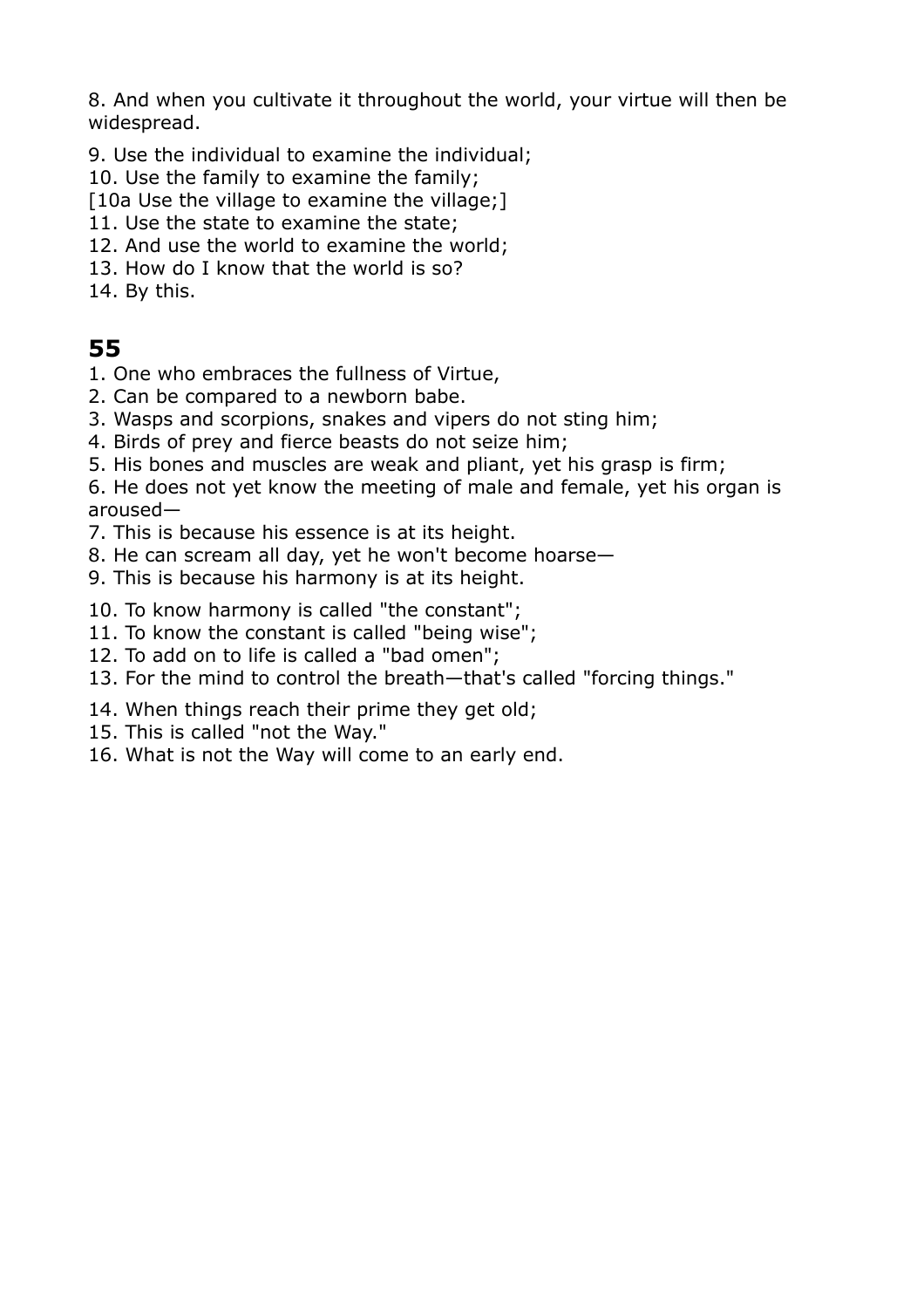8. And when you cultivate it throughout the world, your virtue will then be widespread.

9. Use the individual to examine the individual;
10. Use the family to examine the family;
[10a Use the village to examine the village;]
11. Use the state to examine the state;
12. And use the world to examine the world;
13. How do I know that the world is so?
14. By this.

## 55

1. One who embraces the fullness of Virtue,
2. Can be compared to a newborn babe.
3. Wasps and scorpions, snakes and vipers do not sting him;
4. Birds of prey and fierce beasts do not seize him;
5. His bones and muscles are weak and pliant, yet his grasp is firm;
6. He does not yet know the meeting of male and female, yet his organ is aroused—
7. This is because his essence is at its height.
8. He can scream all day, yet he won't become hoarse—
9. This is because his harmony is at its height.

10. To know harmony is called "the constant";
11. To know the constant is called "being wise";
12. To add on to life is called a "bad omen";
13. For the mind to control the breath—that's called "forcing things."

14. When things reach their prime they get old;
15. This is called "not the Way."
16. What is not the Way will come to an early end.